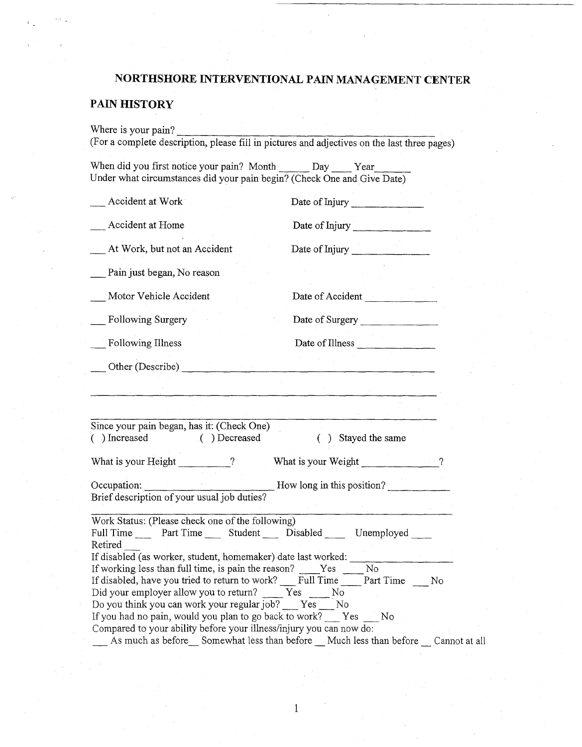# NORTHSHORE INTERVENTIONAL PAIN MANAGEMENT CENTER

## PAIN HISTORY

Where is your pain? ____________________________________________________
(For a complete description, please fill in pictures and adjectives on the last three pages)

When did you first notice your pain? Month ______ Day ____ Year______
Under what circumstances did your pain begin? (Check One and Give Date)

___ Accident at Work — Date of Injury _____________

___ Accident at Home — Date of Injury _____________

___ At Work, but not an Accident — Date of Injury _____________

___ Pain just began, No reason

___ Motor Vehicle Accident — Date of Accident _____________

___ Following Surgery — Date of Surgery _____________

___ Following Illness — Date of Illness _____________

___ Other (Describe) ____________________________________________________

______________________________________________________________________

______________________________________________________________________

Since your pain began, has it: (Check One)
( ) Increased ( ) Decreased ( ) Stayed the same

What is your Height _________? What is your Weight _____________?

Occupation: _______________________ How long in this position? __________
Brief description of your usual job duties?

______________________________________________________________________

Work Status: (Please check one of the following)
Full Time ___ Part Time ___ Student ___ Disabled ___ Unemployed ___
Retired ___
If disabled (as worker, student, homemaker) date last worked: _______________
If working less than full time, is pain the reason? ____Yes ____No
If disabled, have you tried to return to work? ___ Full Time ____ Part Time ___ No
Did your employer allow you to return? ____ Yes ____ No
Do you think you can work your regular job? ___ Yes ___ No
If you had no pain, would you plan to go back to work? ___ Yes ___ No
Compared to your ability before your illness/injury you can now do:
___ As much as before__ Somewhat less than before __ Much less than before __ Cannot at all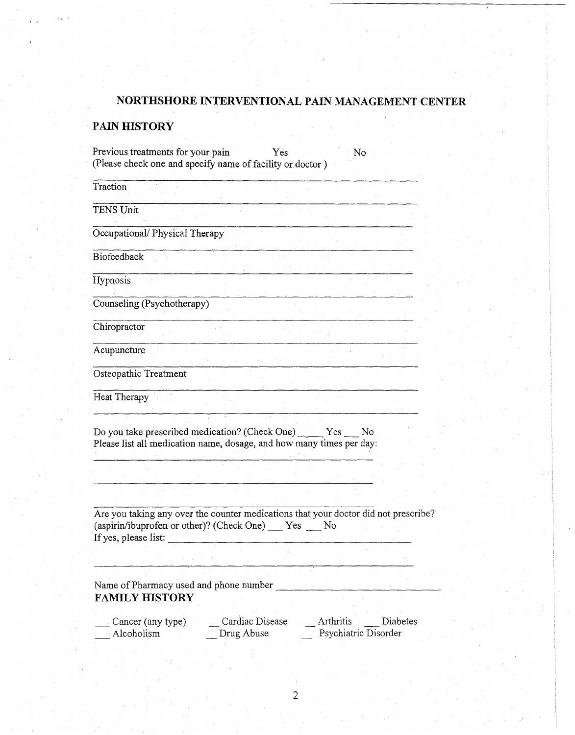# NORTHSHORE INTERVENTIONAL PAIN MANAGEMENT CENTER

## PAIN HISTORY

Previous treatments for your pain Yes No
(Please check one and specify name of facility or doctor )

_______________________________________________

Traction _______________________________________________

TENS Unit _______________________________________________

Occupational/ Physical Therapy _______________________________________________

Biofeedback _______________________________________________

Hypnosis _______________________________________________

Counseling (Psychotherapy) _______________________________________________

Chiropractor _______________________________________________

Acupuncture _______________________________________________

Osteopathic Treatment _______________________________________________

Heat Therapy _______________________________________________

Do you take prescribed medication? (Check One) _____ Yes ___ No
Please list all medication name, dosage, and how many times per day:

_______________________________________________

_______________________________________________

_______________________________________________

Are you taking any over the counter medications that your doctor did not prescribe? (aspirin/ibuprofen or other)? (Check One) ___ Yes ___ No
If yes, please list: _______________________________________________

_______________________________________________

Name of Pharmacy used and phone number _______________________________

## FAMILY HISTORY

___ Cancer (any type) __ Cardiac Disease __ Arthritis ___ Diabetes
___ Alcoholism __ Drug Abuse __ Psychiatric Disorder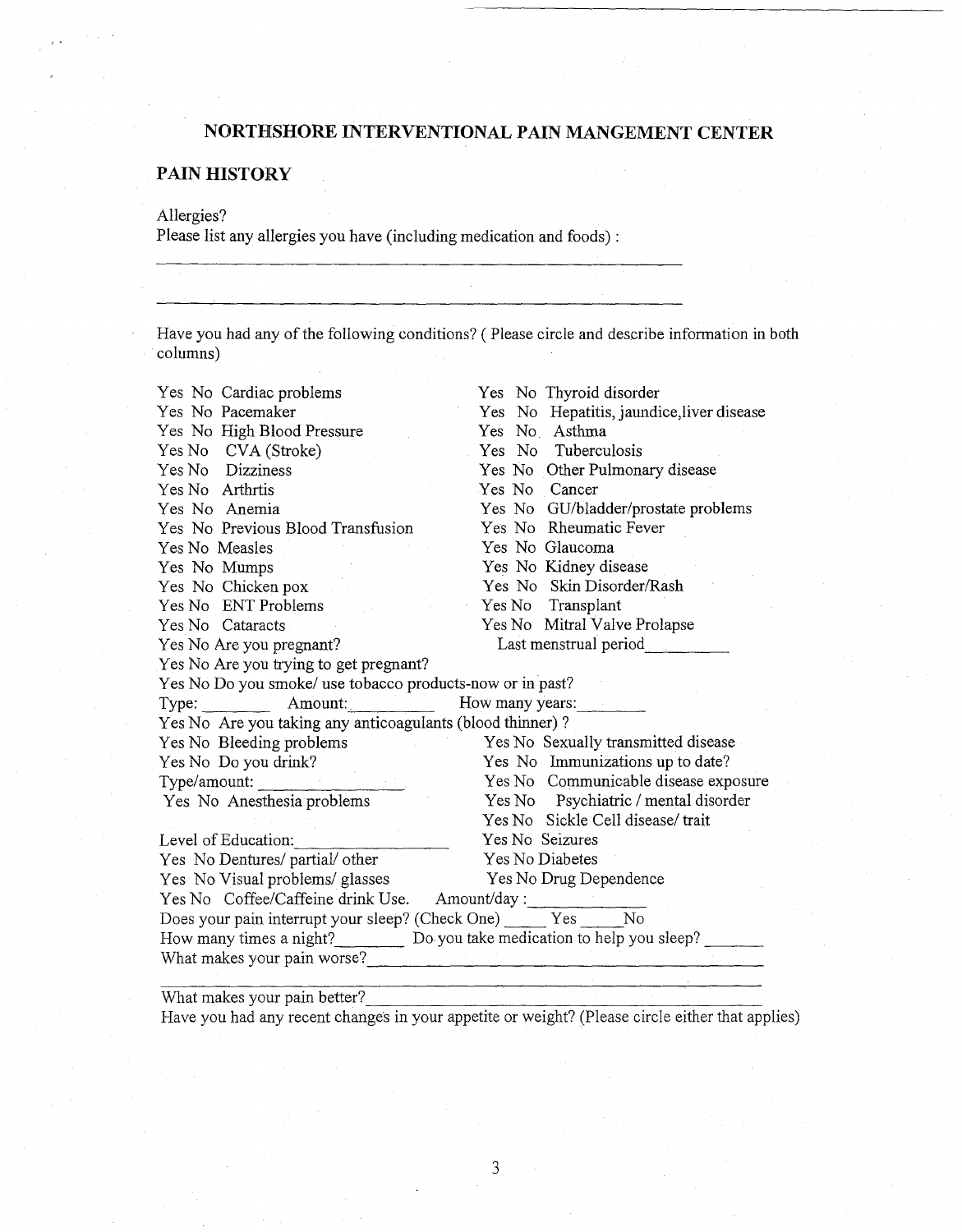## NORTHSHORE INTERVENTIONAL PAIN MANGEMENT CENTER

### PAIN HISTORY

Allergies?

Please list any allergies you have (including medication and foods) :

\_\_\_\_\_\_\_\_\_\_\_\_\_\_\_\_\_\_\_\_\_\_\_\_\_\_\_\_\_\_\_\_\_\_\_\_\_\_\_\_\_\_\_\_\_\_\_\_\_\_\_\_\_\_\_\_\_\_\_\_

\_\_\_\_\_\_\_\_\_\_\_\_\_\_\_\_\_\_\_\_\_\_\_\_\_\_\_\_\_\_\_\_\_\_\_\_\_\_\_\_\_\_\_\_\_\_\_\_\_\_\_\_\_\_\_\_\_\_\_\_

Have you had any of the following conditions? ( Please circle and describe information in both columns)

Yes No Cardiac problems
Yes No Pacemaker
Yes No High Blood Pressure
Yes No CVA (Stroke)
Yes No Dizziness
Yes No Arthrtis
Yes No Anemia
Yes No Previous Blood Transfusion
Yes No Measles
Yes No Mumps
Yes No Chicken pox
Yes No ENT Problems
Yes No Cataracts
Yes No Are you pregnant?
Yes No Are you trying to get pregnant?

Yes No Thyroid disorder
Yes No Hepatitis, jaundice,liver disease
Yes No Asthma
Yes No Tuberculosis
Yes No Other Pulmonary disease
Yes No Cancer
Yes No GU/bladder/prostate problems
Yes No Rheumatic Fever
Yes No Glaucoma
Yes No Kidney disease
Yes No Skin Disorder/Rash
Yes No Transplant
Yes No Mitral Valve Prolapse
Last menstrual period\_\_\_\_\_\_\_\_\_

Yes No Do you smoke/ use tobacco products-now or in past?
Type: \_\_\_\_\_\_\_\_ Amount:\_\_\_\_\_\_\_\_\_ How many years:\_\_\_\_\_\_\_\_
Yes No Are you taking any anticoagulants (blood thinner) ?

Yes No Bleeding problems
Yes No Do you drink?
Type/amount: \_\_\_\_\_\_\_\_\_\_\_\_\_\_\_\_
Yes No Anesthesia problems

Level of Education:\_\_\_\_\_\_\_\_\_\_\_\_\_\_\_\_
Yes No Dentures/ partial/ other
Yes No Visual problems/ glasses

Yes No Sexually transmitted disease
Yes No Immunizations up to date?
Yes No Communicable disease exposure
Yes No Psychiatric / mental disorder
Yes No Sickle Cell disease/ trait
Yes No Seizures
Yes No Diabetes
Yes No Drug Dependence

Yes No Coffee/Caffeine drink Use. Amount/day :\_\_\_\_\_\_\_\_\_\_\_\_\_\_
Does your pain interrupt your sleep? (Check One) \_\_\_\_\_ Yes \_\_\_\_\_No
How many times a night?\_\_\_\_\_\_\_\_ Do you take medication to help you sleep? \_\_\_\_\_\_\_
What makes your pain worse?\_\_\_\_\_\_\_\_\_\_\_\_\_\_\_\_\_\_\_\_\_\_\_\_\_\_\_\_\_\_\_\_\_\_\_\_\_\_\_\_\_\_\_\_\_\_\_\_

\_\_\_\_\_\_\_\_\_\_\_\_\_\_\_\_\_\_\_\_\_\_\_\_\_\_\_\_\_\_\_\_\_\_\_\_\_\_\_\_\_\_\_\_\_\_\_\_\_\_\_\_\_\_\_\_\_\_\_\_\_\_\_\_\_\_\_\_\_\_\_\_\_

What makes your pain better?\_\_\_\_\_\_\_\_\_\_\_\_\_\_\_\_\_\_\_\_\_\_\_\_\_\_\_\_\_\_\_\_\_\_\_\_\_\_\_\_\_\_\_\_\_\_\_\_\_
Have you had any recent changes in your appetite or weight? (Please circle either that applies)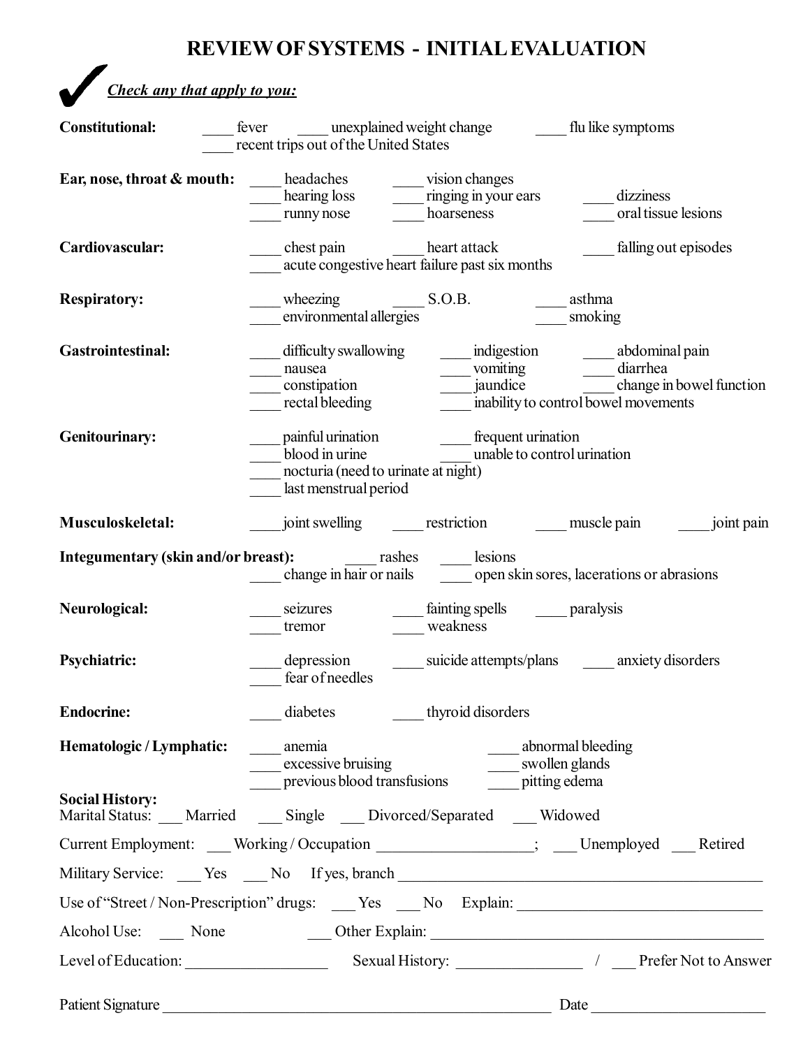# REVIEW OF SYSTEMS - INITIAL EVALUATION

✓ ***Check any that apply to you:***

**Constitutional:** ____ fever ____ unexplained weight change ____ flu like symptoms
____ recent trips out of the United States

**Ear, nose, throat & mouth:** ____ headaches ____ vision changes
____ hearing loss ____ ringing in your ears ____ dizziness
____ runny nose ____ hoarseness ____ oral tissue lesions

**Cardiovascular:** ____ chest pain ____ heart attack ____ falling out episodes
____ acute congestive heart failure past six months

**Respiratory:** ____ wheezing ____ S.O.B. ____ asthma
____ environmental allergies ____ smoking

**Gastrointestinal:** ____ difficulty swallowing ____ indigestion ____ abdominal pain
____ nausea ____ vomiting ____ diarrhea
____ constipation ____ jaundice ____ change in bowel function
____ rectal bleeding ____ inability to control bowel movements

**Genitourinary:** ____ painful urination ____ frequent urination
____ blood in urine ____ unable to control urination
____ nocturia (need to urinate at night)
____ last menstrual period

**Musculoskeletal:** ____ joint swelling ____ restriction ____ muscle pain ____ joint pain

**Integumentary (skin and/or breast):** ____ rashes ____ lesions
____ change in hair or nails ____ open skin sores, lacerations or abrasions

**Neurological:** ____ seizures ____ fainting spells ____ paralysis
____ tremor ____ weakness

**Psychiatric:** ____ depression ____ suicide attempts/plans ____ anxiety disorders
____ fear of needles

**Endocrine:** ____ diabetes ____ thyroid disorders

**Hematologic / Lymphatic:** ____ anemia ____ abnormal bleeding
____ excessive bruising ____ swollen glands
____ previous blood transfusions ____ pitting edema

**Social History:**

Marital Status: ___ Married ___ Single ___ Divorced/Separated ___ Widowed

Current Employment: ___ Working / Occupation ___________________; ___ Unemployed ___ Retired

Military Service: ___ Yes ___ No If yes, branch ______________________________________________

Use of "Street / Non-Prescription" drugs: ___ Yes ___ No Explain: ______________________________

Alcohol Use: ___ None ___ Other Explain: __________________________________________

Level of Education: _________________ Sexual History: _______________ / ___ Prefer Not to Answer

Patient Signature ___________________________________________________ Date _____________________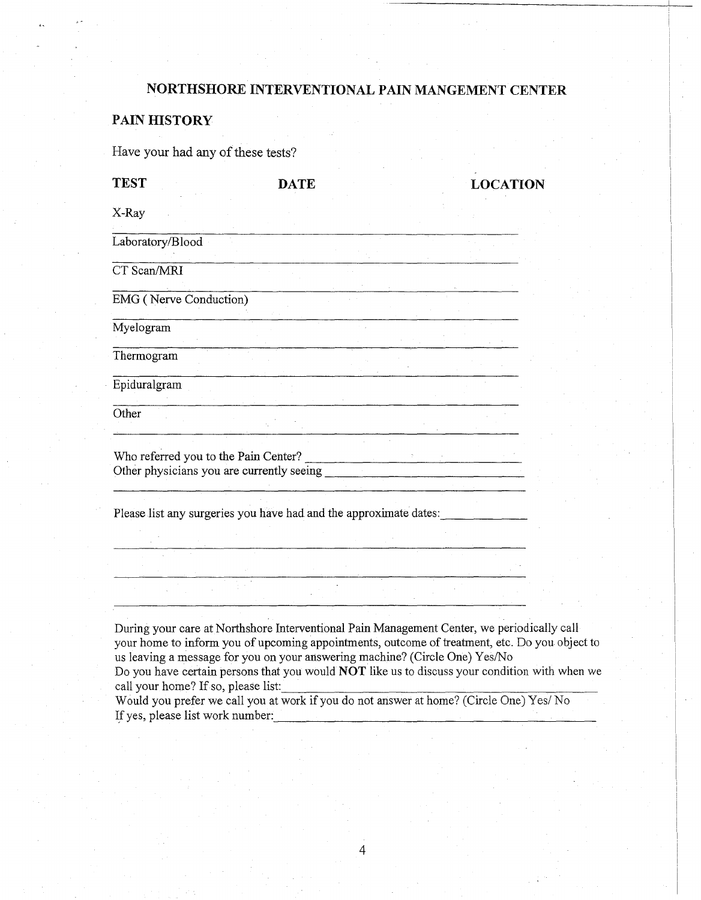# NORTHSHORE INTERVENTIONAL PAIN MANGEMENT CENTER

## PAIN HISTORY

Have your had any of these tests?

| TEST | DATE | LOCATION |
|---|---|---|
| X-Ray | | |
| Laboratory/Blood | | |
| CT Scan/MRI | | |
| EMG ( Nerve Conduction) | | |
| Myelogram | | |
| Thermogram | | |
| Epiduralgram | | |
| Other | | |

Who referred you to the Pain Center? ______________________________

Other physicians you are currently seeing ______________________________

______________________________________________________________

Please list any surgeries you have had and the approximate dates: ____________

______________________________________________________________

______________________________________________________________

______________________________________________________________

During your care at Northshore Interventional Pain Management Center, we periodically call your home to inform you of upcoming appointments, outcome of treatment, etc. Do you object to us leaving a message for you on your answering machine? (Circle One) Yes/No

Do you have certain persons that you would **NOT** like us to discuss your condition with when we call your home? If so, please list: ______________________________

Would you prefer we call you at work if you do not answer at home? (Circle One) Yes/ No

If yes, please list work number: ______________________________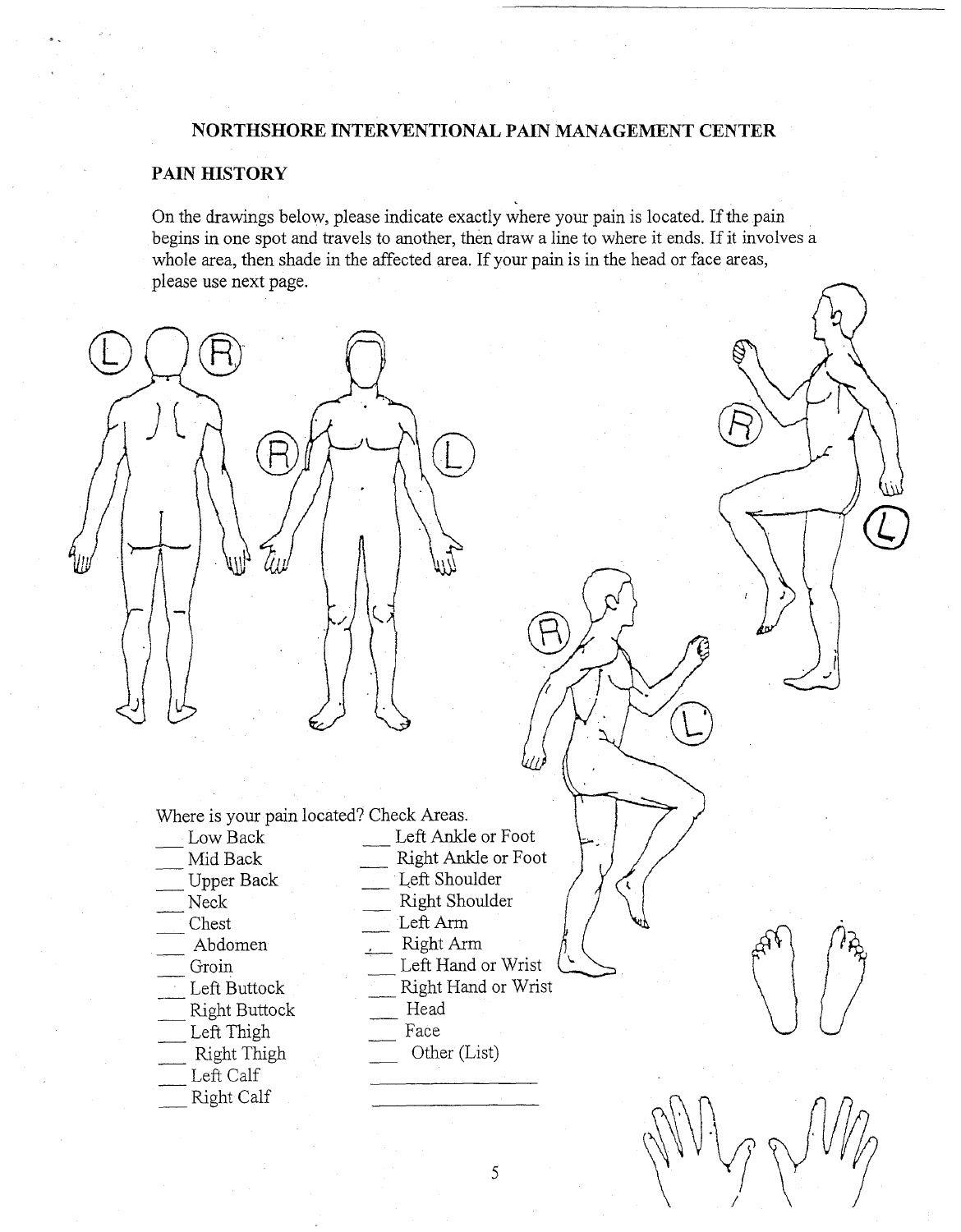## NORTHSHORE INTERVENTIONAL PAIN MANAGEMENT CENTER

### PAIN HISTORY

On the drawings below, please indicate exactly where your pain is located. If the pain begins in one spot and travels to another, then draw a line to where it ends. If it involves a whole area, then shade in the affected area. If your pain is in the head or face areas, please use next page.

Where is your pain located? Check Areas.

| | |
|---|---|
| ___ Low Back | ___ Left Ankle or Foot |
| ___ Mid Back | ___ Right Ankle or Foot |
| ___ Upper Back | ___ Left Shoulder |
| ___ Neck | ___ Right Shoulder |
| ___ Chest | ___ Left Arm |
| ___ Abdomen | ___ Right Arm |
| ___ Groin | ___ Left Hand or Wrist |
| ___ Left Buttock | ___ Right Hand or Wrist |
| ___ Right Buttock | ___ Head |
| ___ Left Thigh | ___ Face |
| ___ Right Thigh | ___ Other (List) |
| ___ Left Calf | ________________ |
| ___ Right Calf | ________________ |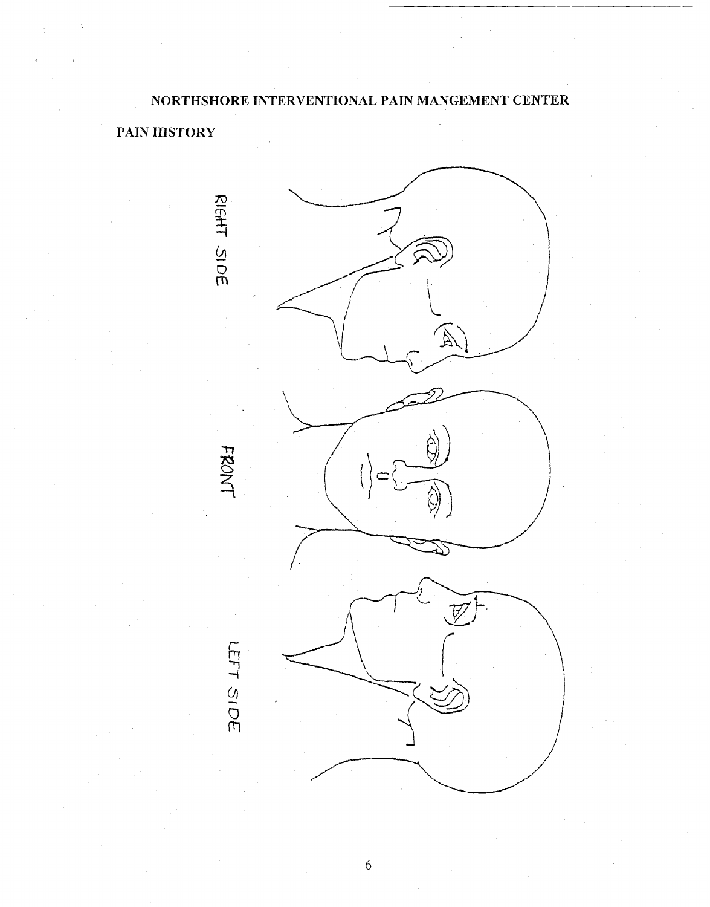NORTHSHORE INTERVENTIONAL PAIN MANGEMENT CENTER

**PAIN HISTORY**

RIGHT SIDE

FRONT

LEFT SIDE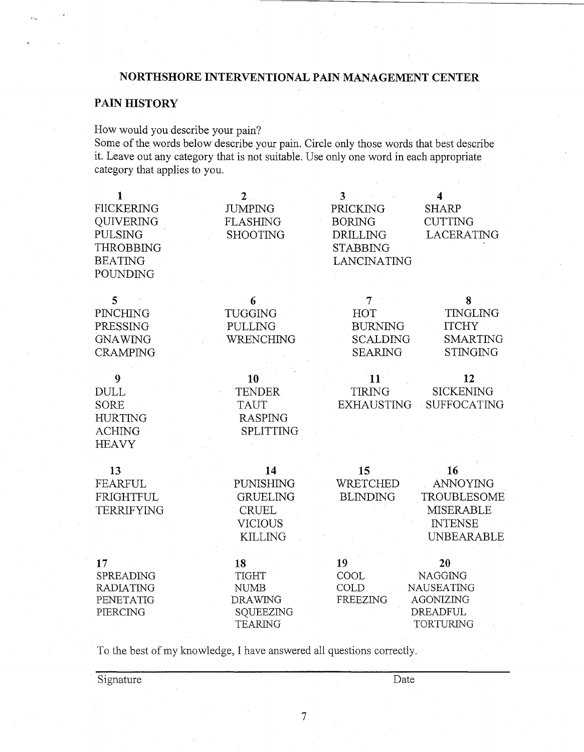## NORTHSHORE INTERVENTIONAL PAIN MANAGEMENT CENTER

### PAIN HISTORY

How would you describe your pain?
Some of the words below describe your pain. Circle only those words that best describe it. Leave out any category that is not suitable. Use only one word in each appropriate category that applies to you.

| 1 | 2 | 3 | 4 |
|---|---|---|---|
| FIICKERING | JUMPING | PRICKING | SHARP |
| QUIVERING | FLASHING | BORING | CUTTING |
| PULSING | SHOOTING | DRILLING | LACERATING |
| THROBBING | | STABBING | |
| BEATING | | LANCINATING | |
| POUNDING | | | |

| 5 | 6 | 7 | 8 |
|---|---|---|---|
| PINCHING | TUGGING | HOT | TINGLING |
| PRESSING | PULLING | BURNING | ITCHY |
| GNAWING | WRENCHING | SCALDING | SMARTING |
| CRAMPING | | SEARING | STINGING |

| 9 | 10 | 11 | 12 |
|---|---|---|---|
| DULL | TENDER | TIRING | SICKENING |
| SORE | TAUT | EXHAUSTING | SUFFOCATING |
| HURTING | RASPING | | |
| ACHING | SPLITTING | | |
| HEAVY | | | |

| 13 | 14 | 15 | 16 |
|---|---|---|---|
| FEARFUL | PUNISHING | WRETCHED | ANNOYING |
| FRIGHTFUL | GRUELING | BLINDING | TROUBLESOME |
| TERRIFYING | CRUEL | | MISERABLE |
| | VICIOUS | | INTENSE |
| | KILLING | | UNBEARABLE |

| 17 | 18 | 19 | 20 |
|---|---|---|---|
| SPREADING | TIGHT | COOL | NAGGING |
| RADIATING | NUMB | COLD | NAUSEATING |
| PENETATIG | DRAWING | FREEZING | AGONIZING |
| PIERCING | SQUEEZING | | DREADFUL |
| | TEARING | | TORTURING |

To the best of my knowledge, I have answered all questions correctly.

Signature &nbsp;&nbsp;&nbsp;&nbsp;&nbsp;&nbsp;&nbsp;&nbsp;&nbsp;&nbsp;&nbsp;&nbsp;&nbsp;&nbsp;&nbsp;&nbsp;&nbsp;&nbsp;&nbsp;&nbsp; Date